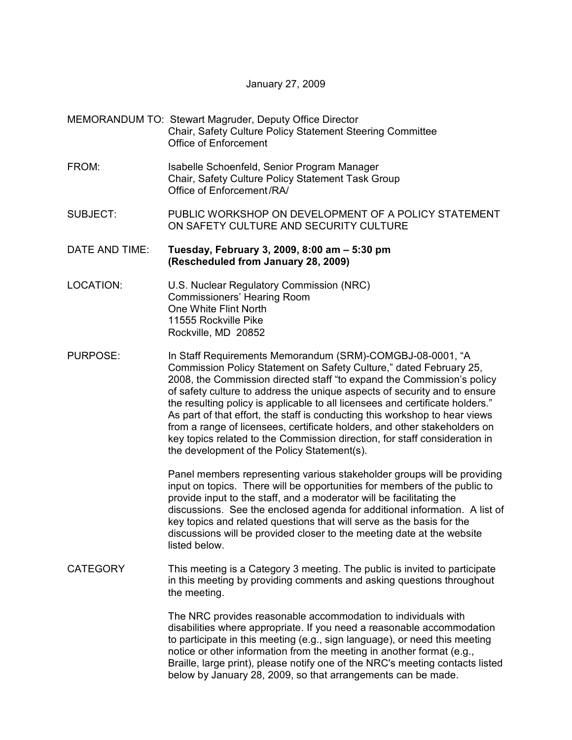January 27, 2009

MEMORANDUM TO: Stewart Magruder, Deputy Office Director
Chair, Safety Culture Policy Statement Steering Committee
Office of Enforcement

FROM: Isabelle Schoenfeld, Senior Program Manager
Chair, Safety Culture Policy Statement Task Group
Office of Enforcement /RA/

SUBJECT: PUBLIC WORKSHOP ON DEVELOPMENT OF A POLICY STATEMENT ON SAFETY CULTURE AND SECURITY CULTURE

DATE AND TIME: **Tuesday, February 3, 2009, 8:00 am – 5:30 pm**
**(Rescheduled from January 28, 2009)**

LOCATION: U.S. Nuclear Regulatory Commission (NRC)
Commissioners' Hearing Room
One White Flint North
11555 Rockville Pike
Rockville, MD 20852

PURPOSE: In Staff Requirements Memorandum (SRM)-COMGBJ-08-0001, "A Commission Policy Statement on Safety Culture," dated February 25, 2008, the Commission directed staff "to expand the Commission's policy of safety culture to address the unique aspects of security and to ensure the resulting policy is applicable to all licensees and certificate holders." As part of that effort, the staff is conducting this workshop to hear views from a range of licensees, certificate holders, and other stakeholders on key topics related to the Commission direction, for staff consideration in the development of the Policy Statement(s).

Panel members representing various stakeholder groups will be providing input on topics. There will be opportunities for members of the public to provide input to the staff, and a moderator will be facilitating the discussions. See the enclosed agenda for additional information. A list of key topics and related questions that will serve as the basis for the discussions will be provided closer to the meeting date at the website listed below.

CATEGORY This meeting is a Category 3 meeting. The public is invited to participate in this meeting by providing comments and asking questions throughout the meeting.

The NRC provides reasonable accommodation to individuals with disabilities where appropriate. If you need a reasonable accommodation to participate in this meeting (e.g., sign language), or need this meeting notice or other information from the meeting in another format (e.g., Braille, large print), please notify one of the NRC's meeting contacts listed below by January 28, 2009, so that arrangements can be made.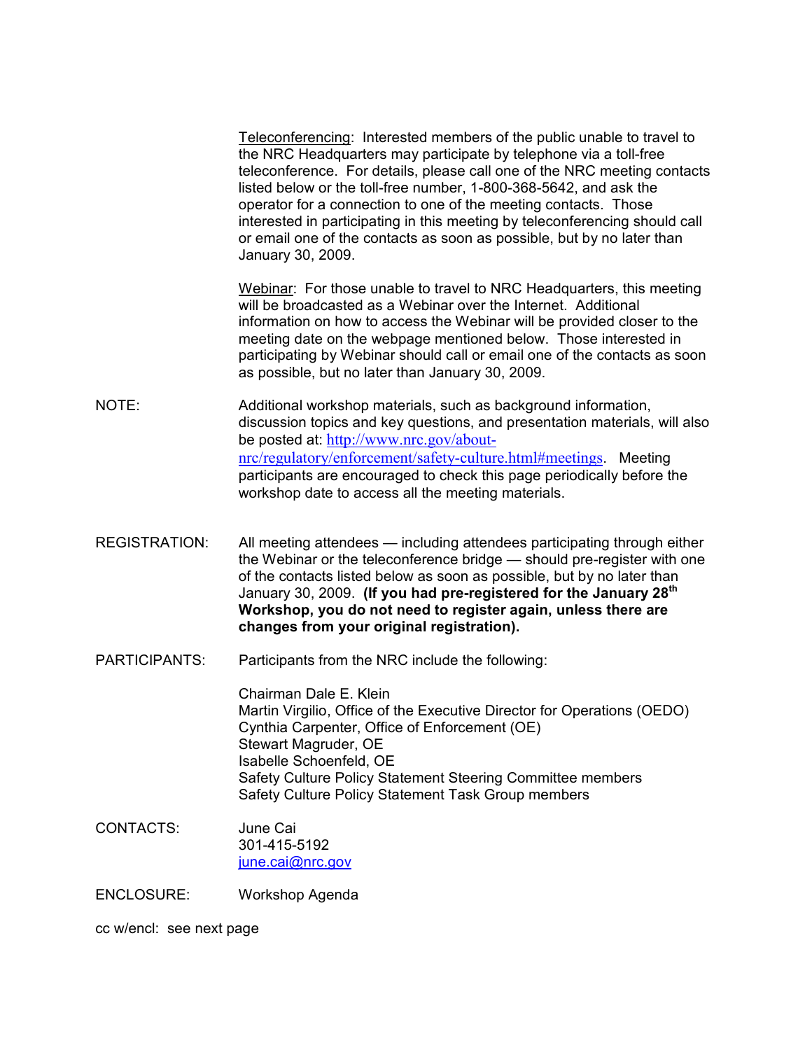Teleconferencing: Interested members of the public unable to travel to the NRC Headquarters may participate by telephone via a toll-free teleconference. For details, please call one of the NRC meeting contacts listed below or the toll-free number, 1-800-368-5642, and ask the operator for a connection to one of the meeting contacts. Those interested in participating in this meeting by teleconferencing should call or email one of the contacts as soon as possible, but by no later than January 30, 2009.

Webinar: For those unable to travel to NRC Headquarters, this meeting will be broadcasted as a Webinar over the Internet. Additional information on how to access the Webinar will be provided closer to the meeting date on the webpage mentioned below. Those interested in participating by Webinar should call or email one of the contacts as soon as possible, but no later than January 30, 2009.

NOTE: Additional workshop materials, such as background information, discussion topics and key questions, and presentation materials, will also be posted at: http://www.nrc.gov/about-nrc/regulatory/enforcement/safety-culture.html#meetings. Meeting participants are encouraged to check this page periodically before the workshop date to access all the meeting materials.

REGISTRATION: All meeting attendees — including attendees participating through either the Webinar or the teleconference bridge — should pre-register with one of the contacts listed below as soon as possible, but by no later than January 30, 2009. **(If you had pre-registered for the January 28th Workshop, you do not need to register again, unless there are changes from your original registration).**

PARTICIPANTS: Participants from the NRC include the following:

Chairman Dale E. Klein
Martin Virgilio, Office of the Executive Director for Operations (OEDO)
Cynthia Carpenter, Office of Enforcement (OE)
Stewart Magruder, OE
Isabelle Schoenfeld, OE
Safety Culture Policy Statement Steering Committee members
Safety Culture Policy Statement Task Group members

CONTACTS: June Cai
301-415-5192
june.cai@nrc.gov

ENCLOSURE: Workshop Agenda

cc w/encl: see next page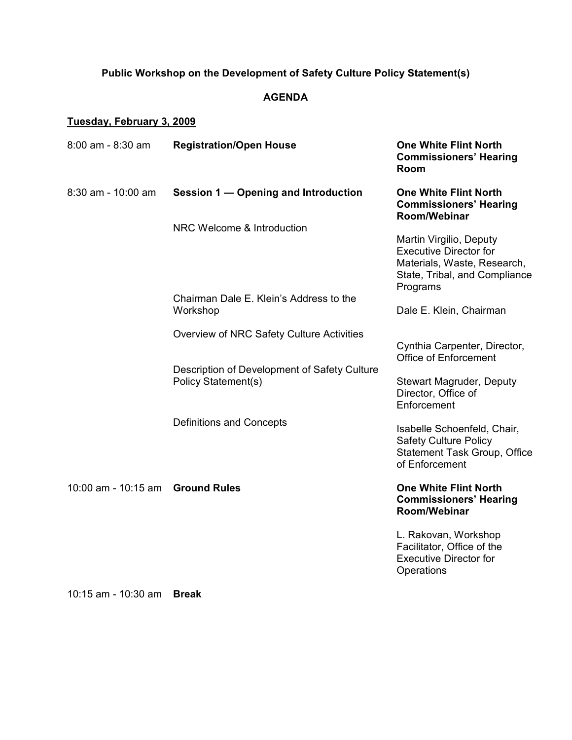**Public Workshop on the Development of Safety Culture Policy Statement(s)**

**AGENDA**

**Tuesday, February 3, 2009**

| Time | Activity | Location / Presenter |
|---|---|---|
| 8:00 am - 8:30 am | **Registration/Open House** | **One White Flint North Commissioners' Hearing Room** |
| 8:30 am - 10:00 am | **Session 1 — Opening and Introduction** | **One White Flint North Commissioners' Hearing Room/Webinar** |
| | NRC Welcome & Introduction | Martin Virgilio, Deputy Executive Director for Materials, Waste, Research, State, Tribal, and Compliance Programs |
| | Chairman Dale E. Klein's Address to the Workshop | Dale E. Klein, Chairman |
| | Overview of NRC Safety Culture Activities | Cynthia Carpenter, Director, Office of Enforcement |
| | Description of Development of Safety Culture Policy Statement(s) | Stewart Magruder, Deputy Director, Office of Enforcement |
| | Definitions and Concepts | Isabelle Schoenfeld, Chair, Safety Culture Policy Statement Task Group, Office of Enforcement |
| 10:00 am - 10:15 am | **Ground Rules** | **One White Flint North Commissioners' Hearing Room/Webinar** |
| | | L. Rakovan, Workshop Facilitator, Office of the Executive Director for Operations |
| 10:15 am - 10:30 am | **Break** | |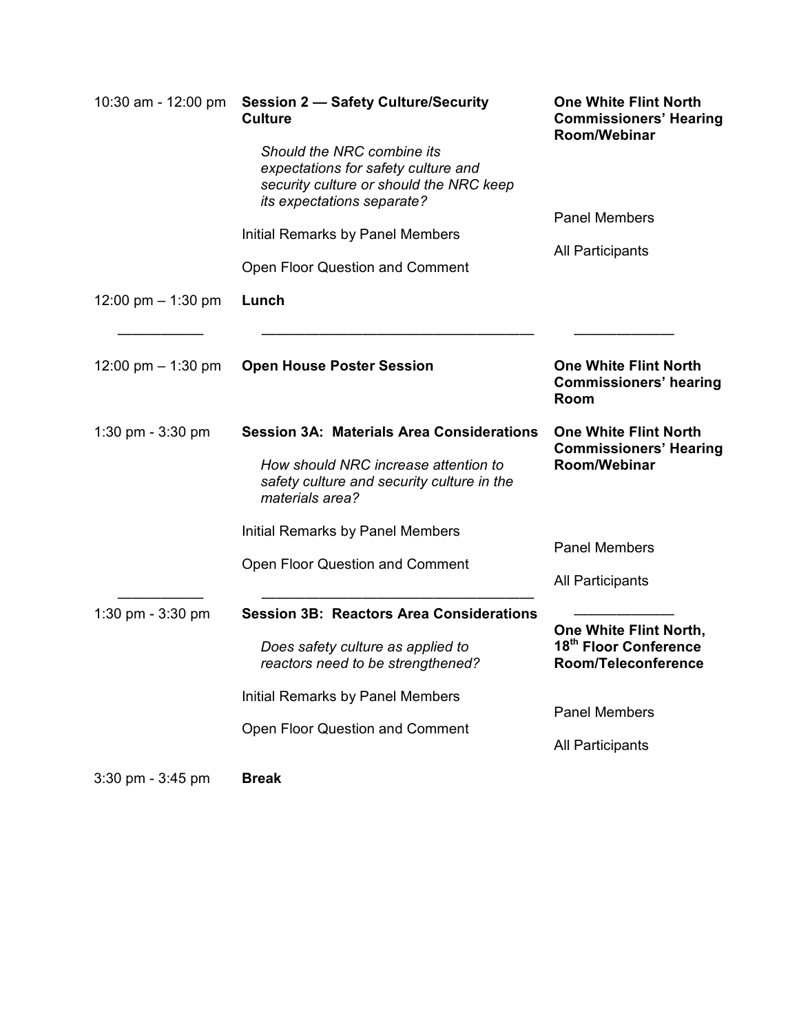| | | |
|---|---|---|
| 10:30 am - 12:00 pm | **Session 2 — Safety Culture/Security Culture**<br><br>*Should the NRC combine its expectations for safety culture and security culture or should the NRC keep its expectations separate?* | **One White Flint North Commissioners' Hearing Room/Webinar** |
| | Initial Remarks by Panel Members | Panel Members |
| | Open Floor Question and Comment | All Participants |
| 12:00 pm – 1:30 pm | **Lunch** | |
| 12:00 pm – 1:30 pm | **Open House Poster Session** | **One White Flint North Commissioners' hearing Room** |
| 1:30 pm - 3:30 pm | **Session 3A: Materials Area Considerations**<br><br>*How should NRC increase attention to safety culture and security culture in the materials area?* | **One White Flint North Commissioners' Hearing Room/Webinar** |
| | Initial Remarks by Panel Members | Panel Members |
| | Open Floor Question and Comment | All Participants |
| 1:30 pm - 3:30 pm | **Session 3B: Reactors Area Considerations**<br><br>*Does safety culture as applied to reactors need to be strengthened?* | **One White Flint North, 18th Floor Conference Room/Teleconference** |
| | Initial Remarks by Panel Members | Panel Members |
| | Open Floor Question and Comment | All Participants |
| 3:30 pm - 3:45 pm | **Break** | |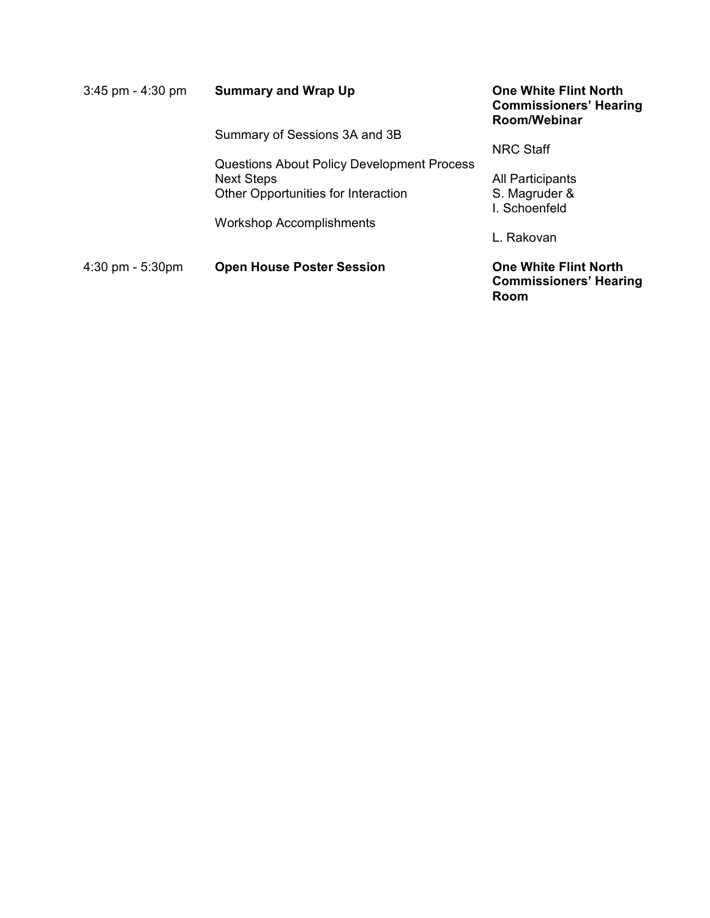| | | |
|---|---|---|
| 3:45 pm - 4:30 pm | **Summary and Wrap Up** | **One White Flint North Commissioners' Hearing Room/Webinar** |
| | Summary of Sessions 3A and 3B | NRC Staff |
| | Questions About Policy Development Process | All Participants |
| | Next Steps<br>Other Opportunities for Interaction | S. Magruder & I. Schoenfeld |
| | Workshop Accomplishments | L. Rakovan |
| 4:30 pm - 5:30pm | **Open House Poster Session** | **One White Flint North Commissioners' Hearing Room** |